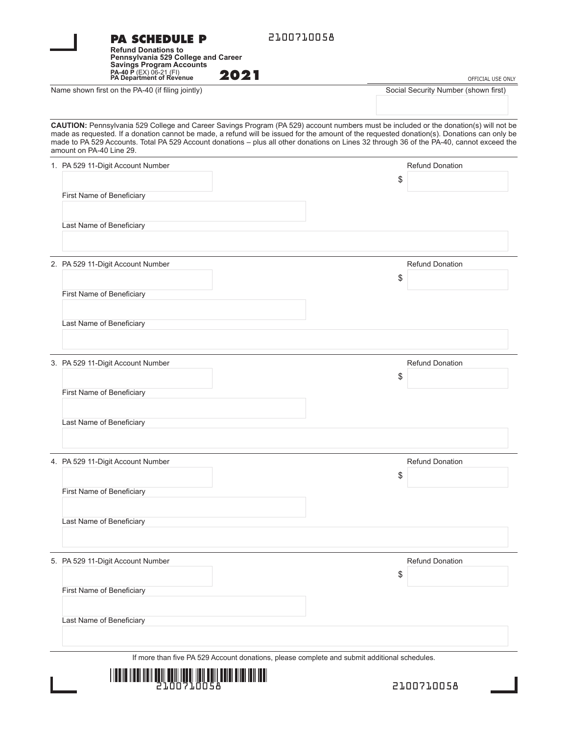# PA SCHEDULE P

2100710058

**Refund Donations to Pennsylvania 529 College and Career Savings Program Accounts**

**PA-40 P** (EX) 06-21 (FI)
**PA Department of Revenue**

**2021**

OFFICIAL USE ONLY

Name shown first on the PA-40 (if filing jointly)

Social Security Number (shown first)

**CAUTION:** Pennsylvania 529 College and Career Savings Program (PA 529) account numbers must be included or the donation(s) will not be made as requested. If a donation cannot be made, a refund will be issued for the amount of the requested donation(s). Donations can only be made to PA 529 Accounts. Total PA 529 Account donations – plus all other donations on Lines 32 through 36 of the PA-40, cannot exceed the amount on PA-40 Line 29.

1. PA 529 11-Digit Account Number

   Refund Donation $

   First Name of Beneficiary

   Last Name of Beneficiary

2. PA 529 11-Digit Account Number

   Refund Donation $

   First Name of Beneficiary

   Last Name of Beneficiary

3. PA 529 11-Digit Account Number

   Refund Donation $

   First Name of Beneficiary

   Last Name of Beneficiary

4. PA 529 11-Digit Account Number

   Refund Donation $

   First Name of Beneficiary

   Last Name of Beneficiary

5. PA 529 11-Digit Account Number

   Refund Donation $

   First Name of Beneficiary

   Last Name of Beneficiary

If more than five PA 529 Account donations, please complete and submit additional schedules.

2100710058

2100710058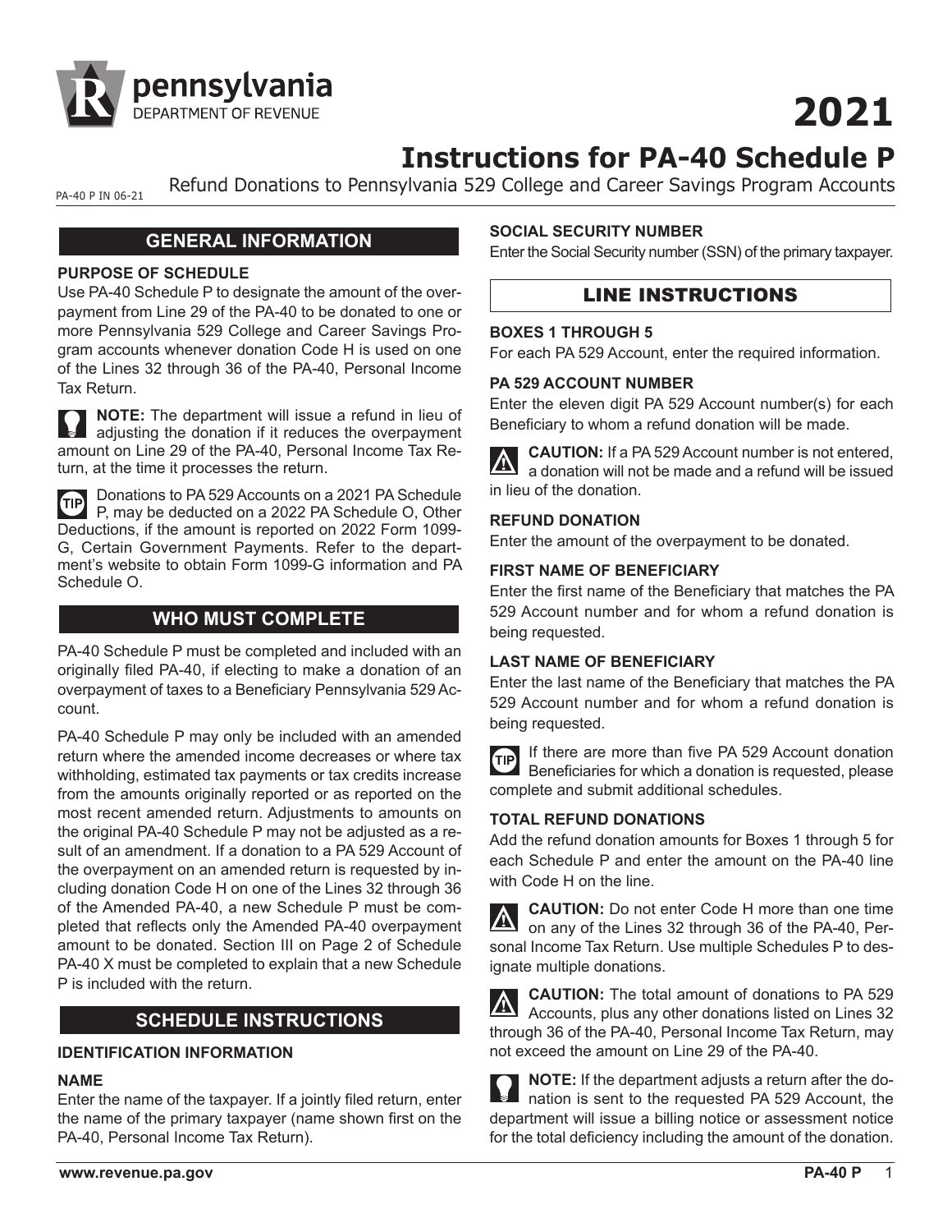# 2021

# Instructions for PA-40 Schedule P

Refund Donations to Pennsylvania 529 College and Career Savings Program Accounts

PA-40 P IN 06-21

## GENERAL INFORMATION

### PURPOSE OF SCHEDULE

Use PA-40 Schedule P to designate the amount of the overpayment from Line 29 of the PA-40 to be donated to one or more Pennsylvania 529 College and Career Savings Program accounts whenever donation Code H is used on one of the Lines 32 through 36 of the PA-40, Personal Income Tax Return.

**NOTE:** The department will issue a refund in lieu of adjusting the donation if it reduces the overpayment amount on Line 29 of the PA-40, Personal Income Tax Return, at the time it processes the return.

**TIP** Donations to PA 529 Accounts on a 2021 PA Schedule P, may be deducted on a 2022 PA Schedule O, Other Deductions, if the amount is reported on 2022 Form 1099-G, Certain Government Payments. Refer to the department's website to obtain Form 1099-G information and PA Schedule O.

## WHO MUST COMPLETE

PA-40 Schedule P must be completed and included with an originally filed PA-40, if electing to make a donation of an overpayment of taxes to a Beneficiary Pennsylvania 529 Account.

PA-40 Schedule P may only be included with an amended return where the amended income decreases or where tax withholding, estimated tax payments or tax credits increase from the amounts originally reported or as reported on the most recent amended return. Adjustments to amounts on the original PA-40 Schedule P may not be adjusted as a result of an amendment. If a donation to a PA 529 Account of the overpayment on an amended return is requested by including donation Code H on one of the Lines 32 through 36 of the Amended PA-40, a new Schedule P must be completed that reflects only the Amended PA-40 overpayment amount to be donated. Section III on Page 2 of Schedule PA-40 X must be completed to explain that a new Schedule P is included with the return.

## SCHEDULE INSTRUCTIONS

### IDENTIFICATION INFORMATION

### NAME

Enter the name of the taxpayer. If a jointly filed return, enter the name of the primary taxpayer (name shown first on the PA-40, Personal Income Tax Return).

### SOCIAL SECURITY NUMBER

Enter the Social Security number (SSN) of the primary taxpayer.

## LINE INSTRUCTIONS

### BOXES 1 THROUGH 5

For each PA 529 Account, enter the required information.

### PA 529 ACCOUNT NUMBER

Enter the eleven digit PA 529 Account number(s) for each Beneficiary to whom a refund donation will be made.

**CAUTION:** If a PA 529 Account number is not entered, a donation will not be made and a refund will be issued in lieu of the donation.

### REFUND DONATION

Enter the amount of the overpayment to be donated.

### FIRST NAME OF BENEFICIARY

Enter the first name of the Beneficiary that matches the PA 529 Account number and for whom a refund donation is being requested.

### LAST NAME OF BENEFICIARY

Enter the last name of the Beneficiary that matches the PA 529 Account number and for whom a refund donation is being requested.

**TIP** If there are more than five PA 529 Account donation Beneficiaries for which a donation is requested, please complete and submit additional schedules.

### TOTAL REFUND DONATIONS

Add the refund donation amounts for Boxes 1 through 5 for each Schedule P and enter the amount on the PA-40 line with Code H on the line.

**CAUTION:** Do not enter Code H more than one time on any of the Lines 32 through 36 of the PA-40, Personal Income Tax Return. Use multiple Schedules P to designate multiple donations.

**CAUTION:** The total amount of donations to PA 529 Accounts, plus any other donations listed on Lines 32 through 36 of the PA-40, Personal Income Tax Return, may not exceed the amount on Line 29 of the PA-40.

**NOTE:** If the department adjusts a return after the donation is sent to the requested PA 529 Account, the department will issue a billing notice or assessment notice for the total deficiency including the amount of the donation.